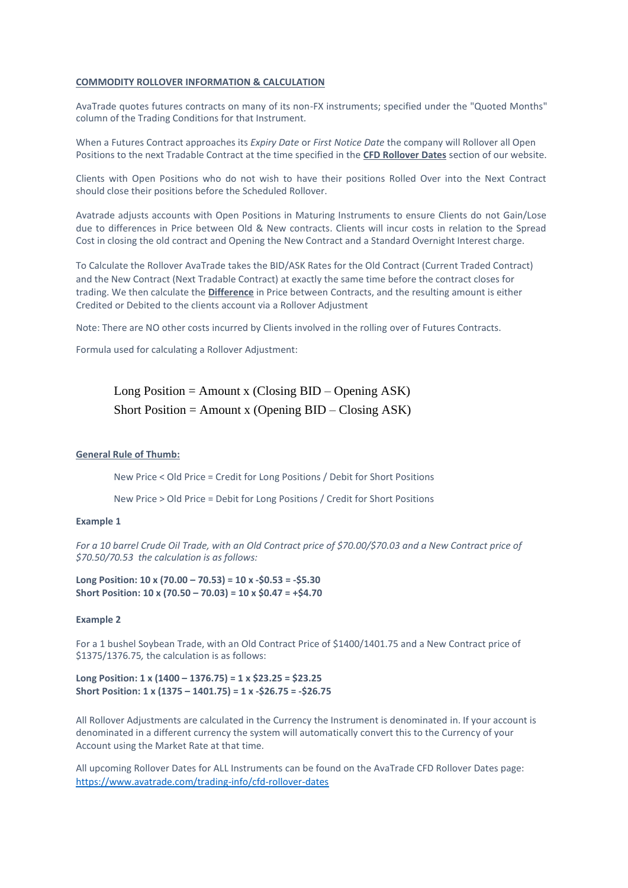**<u>COMMODITY ROLLOVER INFORMATION & CALCULATION</u>**

AvaTrade quotes futures contracts on many of its non-FX instruments; specified under the "Quoted Months" column of the Trading Conditions for that Instrument.

When a Futures Contract approaches its *Expiry Date* or *First Notice Date* the company will Rollover all Open Positions to the next Tradable Contract at the time specified in the **<u>CFD Rollover Dates</u>** section of our website.

Clients with Open Positions who do not wish to have their positions Rolled Over into the Next Contract should close their positions before the Scheduled Rollover.

Avatrade adjusts accounts with Open Positions in Maturing Instruments to ensure Clients do not Gain/Lose due to differences in Price between Old & New contracts. Clients will incur costs in relation to the Spread Cost in closing the old contract and Opening the New Contract and a Standard Overnight Interest charge.

To Calculate the Rollover AvaTrade takes the BID/ASK Rates for the Old Contract (Current Traded Contract) and the New Contract (Next Tradable Contract) at exactly the same time before the contract closes for trading. We then calculate the **<u>Difference</u>** in Price between Contracts, and the resulting amount is either Credited or Debited to the clients account via a Rollover Adjustment

Note: There are NO other costs incurred by Clients involved in the rolling over of Futures Contracts.

Formula used for calculating a Rollover Adjustment:

$$\text{Long Position} = \text{Amount} \times (\text{Closing BID} - \text{Opening ASK})$$
$$\text{Short Position} = \text{Amount} \times (\text{Opening BID} - \text{Closing ASK})$$

**<u>General Rule of Thumb:</u>**

New Price < Old Price = Credit for Long Positions / Debit for Short Positions

New Price > Old Price = Debit for Long Positions / Credit for Short Positions

**Example 1**

*For a 10 barrel Crude Oil Trade, with an Old Contract price of $70.00/$70.03 and a New Contract price of $70.50/70.53 the calculation is as follows:*

**Long Position: 10 x (70.00 – 70.53) = 10 x -$0.53 = -$5.30**
**Short Position: 10 x (70.50 – 70.03) = 10 x $0.47 = +$4.70**

**Example 2**

For a 1 bushel Soybean Trade, with an Old Contract Price of $1400/1401.75 and a New Contract price of $1375/1376.75, the calculation is as follows:

**Long Position: 1 x (1400 – 1376.75) = 1 x $23.25 = $23.25**
**Short Position: 1 x (1375 – 1401.75) = 1 x -$26.75 = -$26.75**

All Rollover Adjustments are calculated in the Currency the Instrument is denominated in. If your account is denominated in a different currency the system will automatically convert this to the Currency of your Account using the Market Rate at that time.

All upcoming Rollover Dates for ALL Instruments can be found on the AvaTrade CFD Rollover Dates page: https://www.avatrade.com/trading-info/cfd-rollover-dates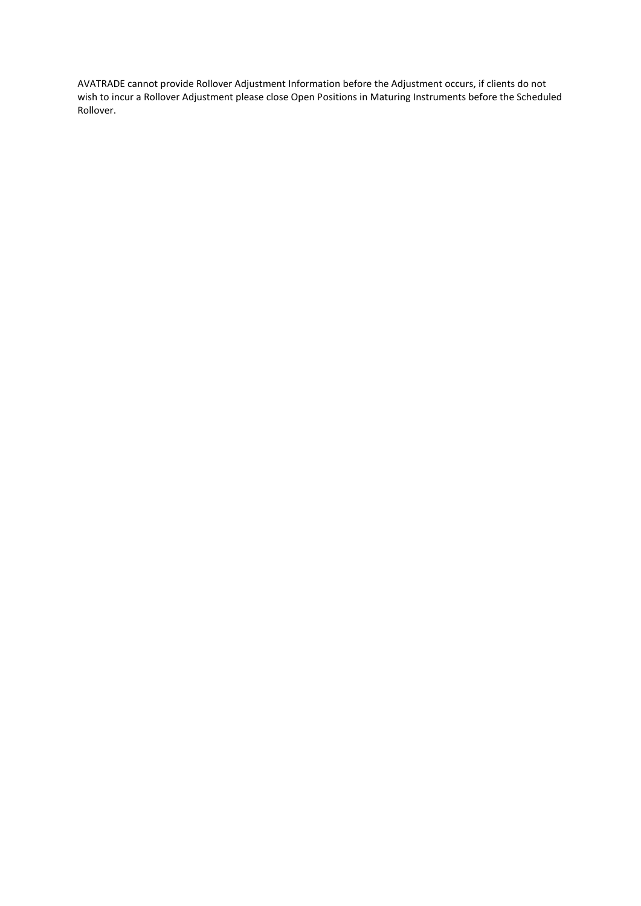AVATRADE cannot provide Rollover Adjustment Information before the Adjustment occurs, if clients do not wish to incur a Rollover Adjustment please close Open Positions in Maturing Instruments before the Scheduled Rollover.